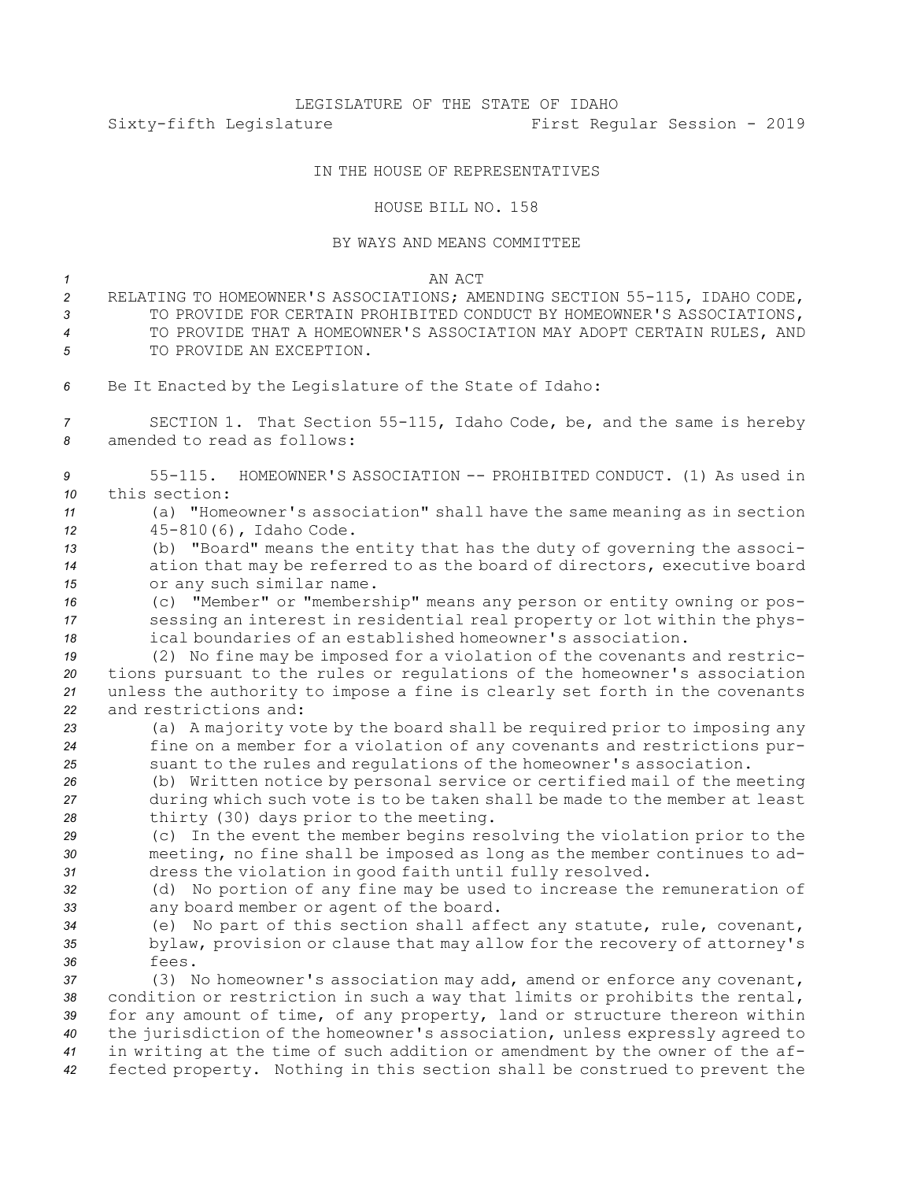LEGISLATURE OF THE STATE OF IDAHO
Sixty-fifth Legislature First Regular Session - 2019

IN THE HOUSE OF REPRESENTATIVES

HOUSE BILL NO. 158

BY WAYS AND MEANS COMMITTEE

AN ACT

RELATING TO HOMEOWNER'S ASSOCIATIONS; AMENDING SECTION 55-115, IDAHO CODE, TO PROVIDE FOR CERTAIN PROHIBITED CONDUCT BY HOMEOWNER'S ASSOCIATIONS, TO PROVIDE THAT A HOMEOWNER'S ASSOCIATION MAY ADOPT CERTAIN RULES, AND TO PROVIDE AN EXCEPTION.

Be It Enacted by the Legislature of the State of Idaho:

SECTION 1. That Section 55-115, Idaho Code, be, and the same is hereby amended to read as follows:

55-115. HOMEOWNER'S ASSOCIATION -- PROHIBITED CONDUCT. (1) As used in this section:

(a) "Homeowner's association" shall have the same meaning as in section 45-810(6), Idaho Code.

(b) "Board" means the entity that has the duty of governing the association that may be referred to as the board of directors, executive board or any such similar name.

(c) "Member" or "membership" means any person or entity owning or possessing an interest in residential real property or lot within the physical boundaries of an established homeowner's association.

(2) No fine may be imposed for a violation of the covenants and restrictions pursuant to the rules or regulations of the homeowner's association unless the authority to impose a fine is clearly set forth in the covenants and restrictions and:

(a) A majority vote by the board shall be required prior to imposing any fine on a member for a violation of any covenants and restrictions pursuant to the rules and regulations of the homeowner's association.

(b) Written notice by personal service or certified mail of the meeting during which such vote is to be taken shall be made to the member at least thirty (30) days prior to the meeting.

(c) In the event the member begins resolving the violation prior to the meeting, no fine shall be imposed as long as the member continues to address the violation in good faith until fully resolved.

(d) No portion of any fine may be used to increase the remuneration of any board member or agent of the board.

(e) No part of this section shall affect any statute, rule, covenant, bylaw, provision or clause that may allow for the recovery of attorney's fees.

(3) No homeowner's association may add, amend or enforce any covenant, condition or restriction in such a way that limits or prohibits the rental, for any amount of time, of any property, land or structure thereon within the jurisdiction of the homeowner's association, unless expressly agreed to in writing at the time of such addition or amendment by the owner of the affected property. Nothing in this section shall be construed to prevent the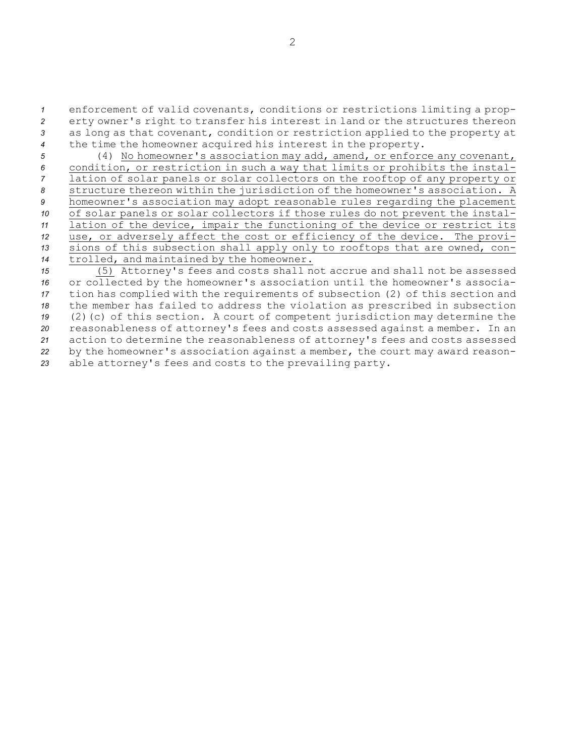enforcement of valid covenants, conditions or restrictions limiting a property owner's right to transfer his interest in land or the structures thereon as long as that covenant, condition or restriction applied to the property at the time the homeowner acquired his interest in the property.

(4) No homeowner's association may add, amend, or enforce any covenant, condition, or restriction in such a way that limits or prohibits the installation of solar panels or solar collectors on the rooftop of any property or structure thereon within the jurisdiction of the homeowner's association. A homeowner's association may adopt reasonable rules regarding the placement of solar panels or solar collectors if those rules do not prevent the installation of the device, impair the functioning of the device or restrict its use, or adversely affect the cost or efficiency of the device. The provisions of this subsection shall apply only to rooftops that are owned, controlled, and maintained by the homeowner.

(5) Attorney's fees and costs shall not accrue and shall not be assessed or collected by the homeowner's association until the homeowner's association has complied with the requirements of subsection (2) of this section and the member has failed to address the violation as prescribed in subsection (2)(c) of this section. A court of competent jurisdiction may determine the reasonableness of attorney's fees and costs assessed against a member. In an action to determine the reasonableness of attorney's fees and costs assessed by the homeowner's association against a member, the court may award reasonable attorney's fees and costs to the prevailing party.